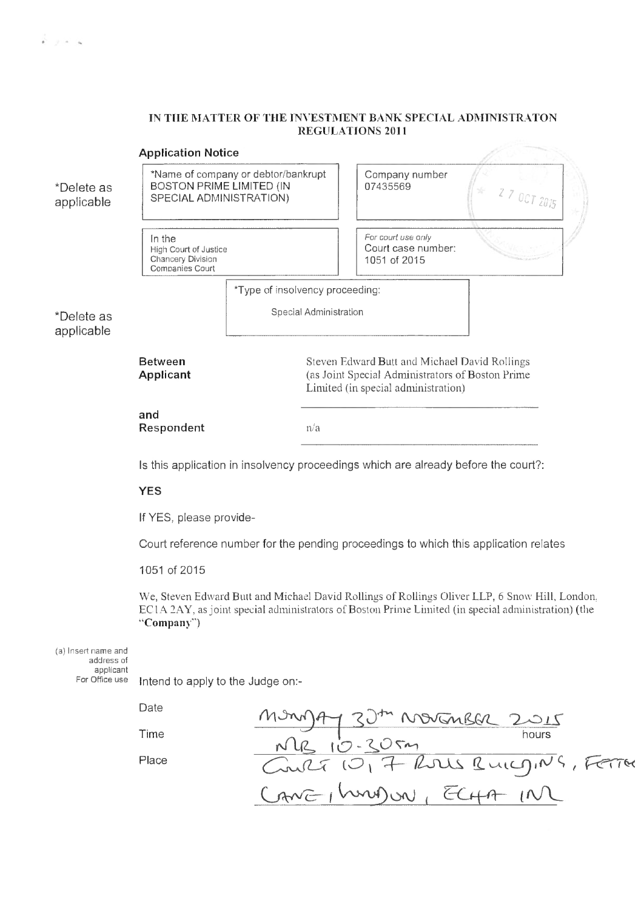**IN THE MATTER OF THE INVESTMENT BANK SPECIAL ADMINISTRATON REGULATIONS 2011**

**Application Notice**

*Delete as applicable

| *Name of company or debtor/bankrupt | Company number |
|---|---|
| BOSTON PRIME LIMITED (IN SPECIAL ADMINISTRATION) | 07435569 |

27 OCT 2015

| In the | For court use only |
|---|---|
| High Court of Justice Chancery Division Companies Court | Court case number: 1051 of 2015 |

*Delete as applicable

*Type of insolvency proceeding:

Special Administration

**Between Applicant** — Steven Edward Butt and Michael David Rollings (as Joint Special Administrators of Boston Prime Limited (in special administration)

**and Respondent** — n/a

Is this application in insolvency proceedings which are already before the court?:

**YES**

If YES, please provide-

Court reference number for the pending proceedings to which this application relates

1051 of 2015

(a) Insert name and address of applicant

We, Steven Edward Butt and Michael David Rollings of Rollings Oliver LLP, 6 Snow Hill, London, EC1A 2AY, as joint special administrators of Boston Prime Limited (in special administration) (the "**Company**")

For Office use

Intend to apply to the Judge on:-

Date: Monday 30th November 2015

Time: MR 10-30am hours

Place: Court 10, 7 Rolls Buildings, Fetter Lane, London, EC4A 1NL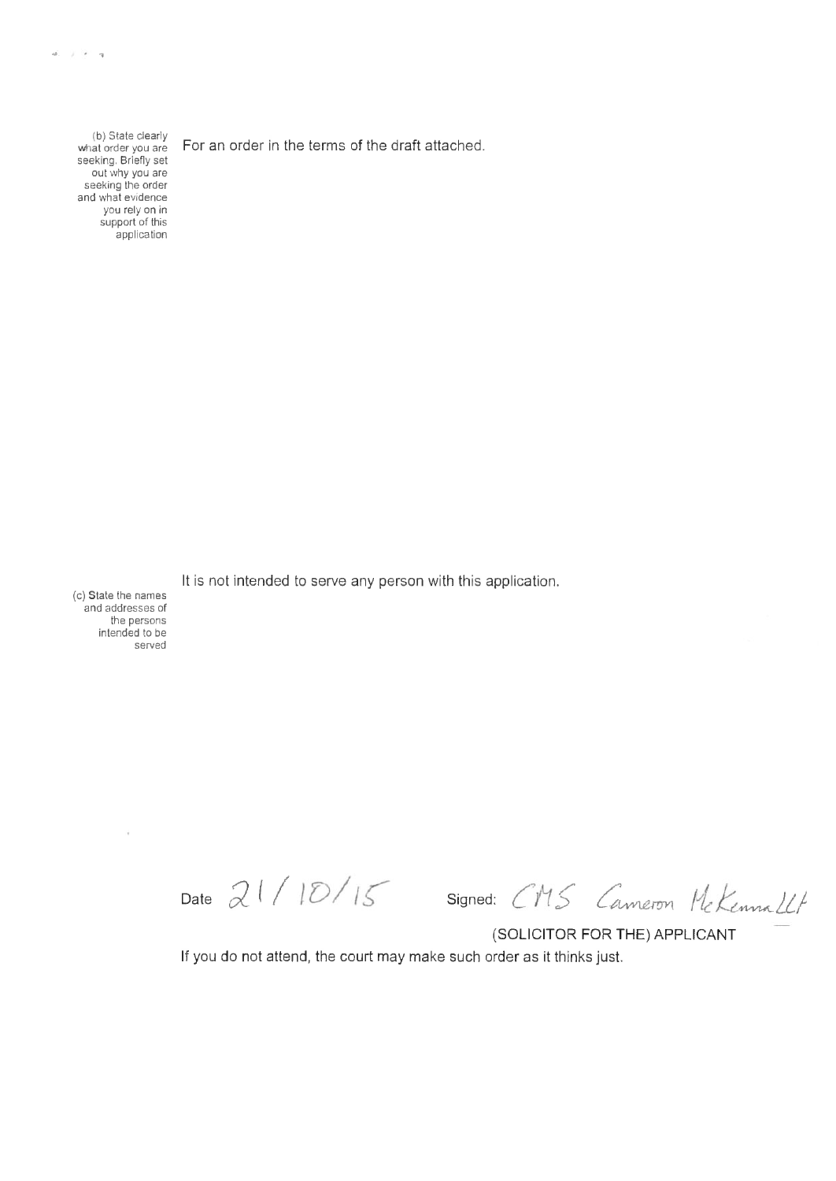(b) State clearly what order you are seeking. Briefly set out why you are seeking the order and what evidence you rely on in support of this application

For an order in the terms of the draft attached.

(c) State the names and addresses of the persons intended to be served

It is not intended to serve any person with this application.

Date 21/10/15 Signed: CMS Cameron McKenna LLP

(SOLICITOR FOR THE) APPLICANT

If you do not attend, the court may make such order as it thinks just.